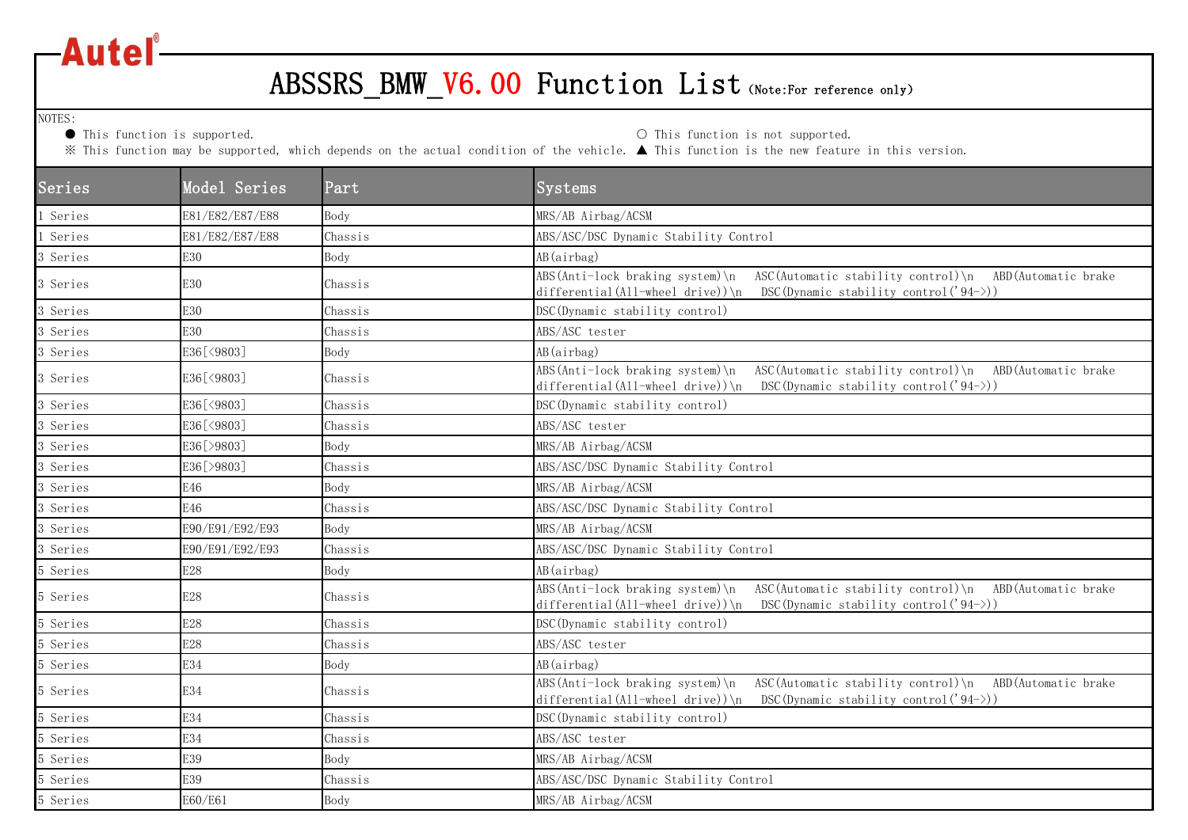Autel

# ABSSRS_BMW_V6.00 Function List (Note:For reference only)

NOTES:

● This function is supported.

○ This function is not supported.

※ This function may be supported, which depends on the actual condition of the vehicle.

▲ This function is the new feature in this version.

| Series | Model Series | Part | Systems |
|---|---|---|---|
| 1 Series | E81/E82/E87/E88 | Body | MRS/AB Airbag/ACSM |
| 1 Series | E81/E82/E87/E88 | Chassis | ABS/ASC/DSC Dynamic Stability Control |
| 3 Series | E30 | Body | AB(airbag) |
| 3 Series | E30 | Chassis | ABS(Anti-lock braking system)\n ASC(Automatic stability control)\n ABD(Automatic brake differential(All-wheel drive))\n DSC(Dynamic stability control('94->)) |
| 3 Series | E30 | Chassis | DSC(Dynamic stability control) |
| 3 Series | E30 | Chassis | ABS/ASC tester |
| 3 Series | E36[<9803] | Body | AB(airbag) |
| 3 Series | E36[<9803] | Chassis | ABS(Anti-lock braking system)\n ASC(Automatic stability control)\n ABD(Automatic brake differential(All-wheel drive))\n DSC(Dynamic stability control('94->)) |
| 3 Series | E36[<9803] | Chassis | DSC(Dynamic stability control) |
| 3 Series | E36[<9803] | Chassis | ABS/ASC tester |
| 3 Series | E36[>9803] | Body | MRS/AB Airbag/ACSM |
| 3 Series | E36[>9803] | Chassis | ABS/ASC/DSC Dynamic Stability Control |
| 3 Series | E46 | Body | MRS/AB Airbag/ACSM |
| 3 Series | E46 | Chassis | ABS/ASC/DSC Dynamic Stability Control |
| 3 Series | E90/E91/E92/E93 | Body | MRS/AB Airbag/ACSM |
| 3 Series | E90/E91/E92/E93 | Chassis | ABS/ASC/DSC Dynamic Stability Control |
| 5 Series | E28 | Body | AB(airbag) |
| 5 Series | E28 | Chassis | ABS(Anti-lock braking system)\n ASC(Automatic stability control)\n ABD(Automatic brake differential(All-wheel drive))\n DSC(Dynamic stability control('94->)) |
| 5 Series | E28 | Chassis | DSC(Dynamic stability control) |
| 5 Series | E28 | Chassis | ABS/ASC tester |
| 5 Series | E34 | Body | AB(airbag) |
| 5 Series | E34 | Chassis | ABS(Anti-lock braking system)\n ASC(Automatic stability control)\n ABD(Automatic brake differential(All-wheel drive))\n DSC(Dynamic stability control('94->)) |
| 5 Series | E34 | Chassis | DSC(Dynamic stability control) |
| 5 Series | E34 | Chassis | ABS/ASC tester |
| 5 Series | E39 | Body | MRS/AB Airbag/ACSM |
| 5 Series | E39 | Chassis | ABS/ASC/DSC Dynamic Stability Control |
| 5 Series | E60/E61 | Body | MRS/AB Airbag/ACSM |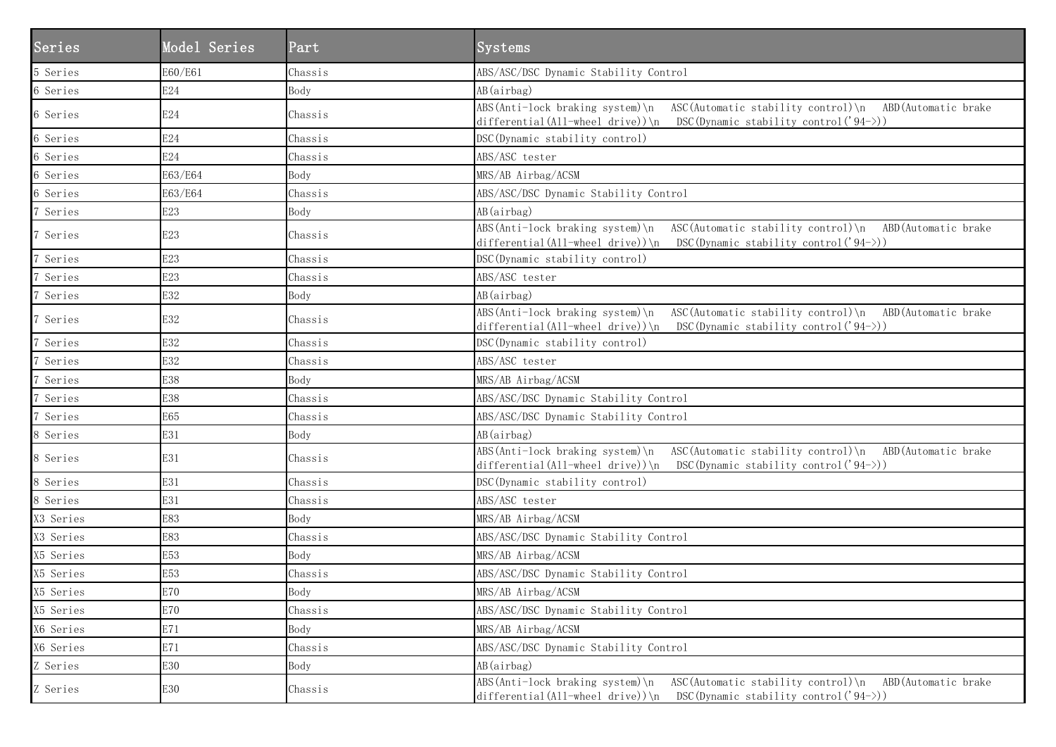| Series | Model Series | Part | Systems |
|---|---|---|---|
| 5 Series | E60/E61 | Chassis | ABS/ASC/DSC Dynamic Stability Control |
| 6 Series | E24 | Body | AB(airbag) |
| 6 Series | E24 | Chassis | ABS(Anti-lock braking system)\n ASC(Automatic stability control)\n ABD(Automatic brake differential(All-wheel drive))\n DSC(Dynamic stability control('94->)) |
| 6 Series | E24 | Chassis | DSC(Dynamic stability control) |
| 6 Series | E24 | Chassis | ABS/ASC tester |
| 6 Series | E63/E64 | Body | MRS/AB Airbag/ACSM |
| 6 Series | E63/E64 | Chassis | ABS/ASC/DSC Dynamic Stability Control |
| 7 Series | E23 | Body | AB(airbag) |
| 7 Series | E23 | Chassis | ABS(Anti-lock braking system)\n ASC(Automatic stability control)\n ABD(Automatic brake differential(All-wheel drive))\n DSC(Dynamic stability control('94->)) |
| 7 Series | E23 | Chassis | DSC(Dynamic stability control) |
| 7 Series | E23 | Chassis | ABS/ASC tester |
| 7 Series | E32 | Body | AB(airbag) |
| 7 Series | E32 | Chassis | ABS(Anti-lock braking system)\n ASC(Automatic stability control)\n ABD(Automatic brake differential(All-wheel drive))\n DSC(Dynamic stability control('94->)) |
| 7 Series | E32 | Chassis | DSC(Dynamic stability control) |
| 7 Series | E32 | Chassis | ABS/ASC tester |
| 7 Series | E38 | Body | MRS/AB Airbag/ACSM |
| 7 Series | E38 | Chassis | ABS/ASC/DSC Dynamic Stability Control |
| 7 Series | E65 | Chassis | ABS/ASC/DSC Dynamic Stability Control |
| 8 Series | E31 | Body | AB(airbag) |
| 8 Series | E31 | Chassis | ABS(Anti-lock braking system)\n ASC(Automatic stability control)\n ABD(Automatic brake differential(All-wheel drive))\n DSC(Dynamic stability control('94->)) |
| 8 Series | E31 | Chassis | DSC(Dynamic stability control) |
| 8 Series | E31 | Chassis | ABS/ASC tester |
| X3 Series | E83 | Body | MRS/AB Airbag/ACSM |
| X3 Series | E83 | Chassis | ABS/ASC/DSC Dynamic Stability Control |
| X5 Series | E53 | Body | MRS/AB Airbag/ACSM |
| X5 Series | E53 | Chassis | ABS/ASC/DSC Dynamic Stability Control |
| X5 Series | E70 | Body | MRS/AB Airbag/ACSM |
| X5 Series | E70 | Chassis | ABS/ASC/DSC Dynamic Stability Control |
| X6 Series | E71 | Body | MRS/AB Airbag/ACSM |
| X6 Series | E71 | Chassis | ABS/ASC/DSC Dynamic Stability Control |
| Z Series | E30 | Body | AB(airbag) |
| Z Series | E30 | Chassis | ABS(Anti-lock braking system)\n ASC(Automatic stability control)\n ABD(Automatic brake differential(All-wheel drive))\n DSC(Dynamic stability control('94->)) |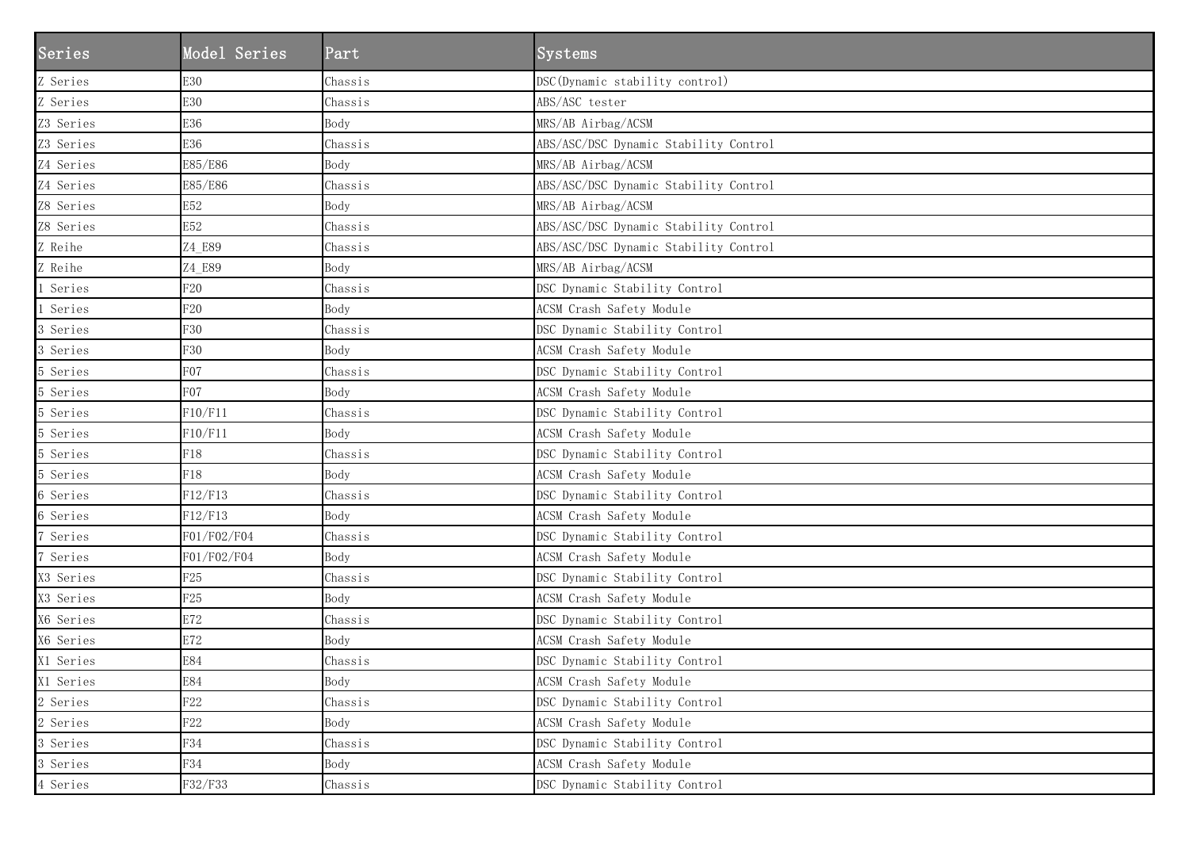| Series | Model Series | Part | Systems |
| --- | --- | --- | --- |
| Z Series | E30 | Chassis | DSC(Dynamic stability control) |
| Z Series | E30 | Chassis | ABS/ASC tester |
| Z3 Series | E36 | Body | MRS/AB Airbag/ACSM |
| Z3 Series | E36 | Chassis | ABS/ASC/DSC Dynamic Stability Control |
| Z4 Series | E85/E86 | Body | MRS/AB Airbag/ACSM |
| Z4 Series | E85/E86 | Chassis | ABS/ASC/DSC Dynamic Stability Control |
| Z8 Series | E52 | Body | MRS/AB Airbag/ACSM |
| Z8 Series | E52 | Chassis | ABS/ASC/DSC Dynamic Stability Control |
| Z Reihe | Z4_E89 | Chassis | ABS/ASC/DSC Dynamic Stability Control |
| Z Reihe | Z4_E89 | Body | MRS/AB Airbag/ACSM |
| 1 Series | F20 | Chassis | DSC Dynamic Stability Control |
| 1 Series | F20 | Body | ACSM Crash Safety Module |
| 3 Series | F30 | Chassis | DSC Dynamic Stability Control |
| 3 Series | F30 | Body | ACSM Crash Safety Module |
| 5 Series | F07 | Chassis | DSC Dynamic Stability Control |
| 5 Series | F07 | Body | ACSM Crash Safety Module |
| 5 Series | F10/F11 | Chassis | DSC Dynamic Stability Control |
| 5 Series | F10/F11 | Body | ACSM Crash Safety Module |
| 5 Series | F18 | Chassis | DSC Dynamic Stability Control |
| 5 Series | F18 | Body | ACSM Crash Safety Module |
| 6 Series | F12/F13 | Chassis | DSC Dynamic Stability Control |
| 6 Series | F12/F13 | Body | ACSM Crash Safety Module |
| 7 Series | F01/F02/F04 | Chassis | DSC Dynamic Stability Control |
| 7 Series | F01/F02/F04 | Body | ACSM Crash Safety Module |
| X3 Series | F25 | Chassis | DSC Dynamic Stability Control |
| X3 Series | F25 | Body | ACSM Crash Safety Module |
| X6 Series | E72 | Chassis | DSC Dynamic Stability Control |
| X6 Series | E72 | Body | ACSM Crash Safety Module |
| X1 Series | E84 | Chassis | DSC Dynamic Stability Control |
| X1 Series | E84 | Body | ACSM Crash Safety Module |
| 2 Series | F22 | Chassis | DSC Dynamic Stability Control |
| 2 Series | F22 | Body | ACSM Crash Safety Module |
| 3 Series | F34 | Chassis | DSC Dynamic Stability Control |
| 3 Series | F34 | Body | ACSM Crash Safety Module |
| 4 Series | F32/F33 | Chassis | DSC Dynamic Stability Control |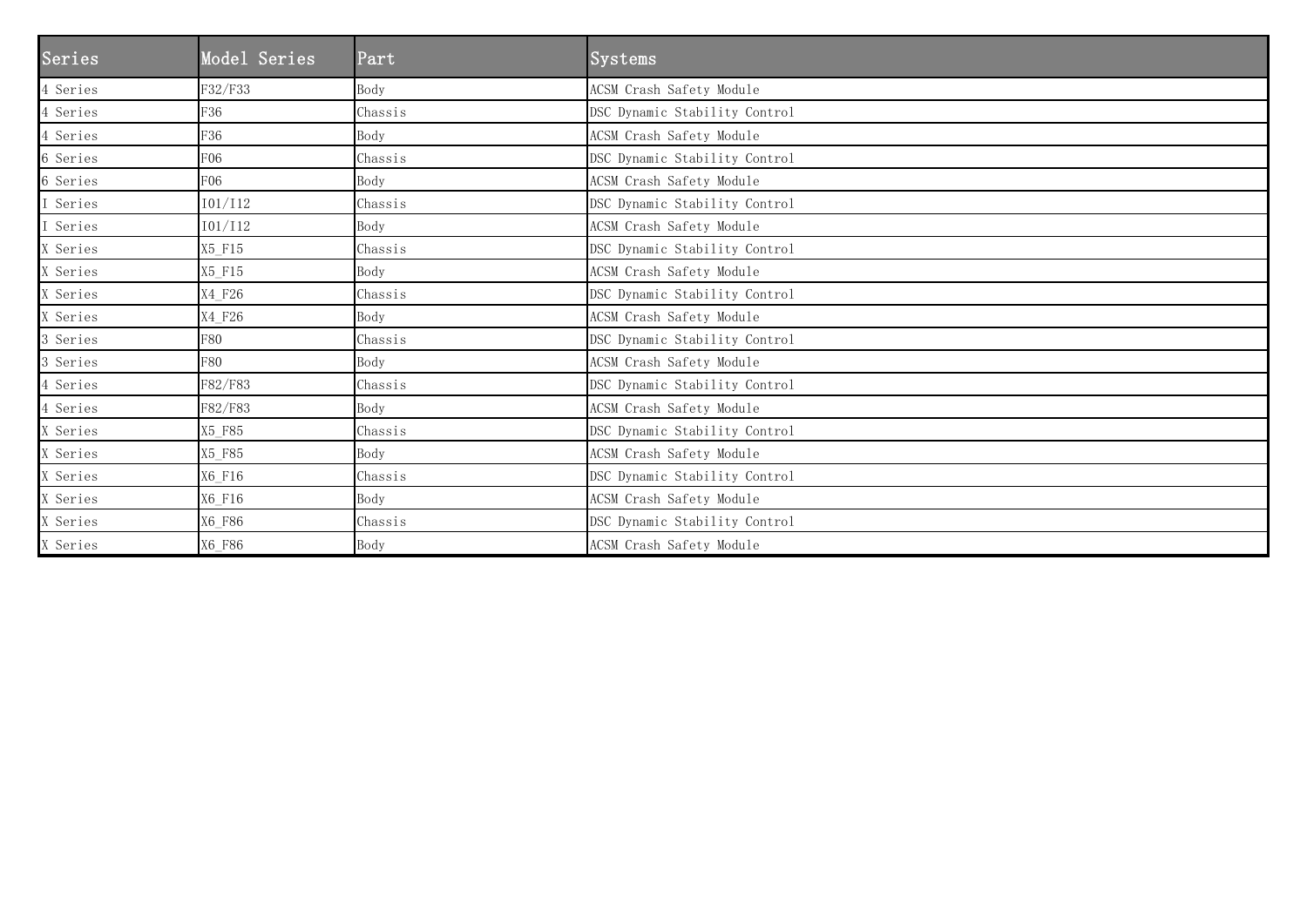| Series | Model Series | Part | Systems |
| --- | --- | --- | --- |
| 4 Series | F32/F33 | Body | ACSM Crash Safety Module |
| 4 Series | F36 | Chassis | DSC Dynamic Stability Control |
| 4 Series | F36 | Body | ACSM Crash Safety Module |
| 6 Series | F06 | Chassis | DSC Dynamic Stability Control |
| 6 Series | F06 | Body | ACSM Crash Safety Module |
| I Series | I01/I12 | Chassis | DSC Dynamic Stability Control |
| I Series | I01/I12 | Body | ACSM Crash Safety Module |
| X Series | X5_F15 | Chassis | DSC Dynamic Stability Control |
| X Series | X5_F15 | Body | ACSM Crash Safety Module |
| X Series | X4_F26 | Chassis | DSC Dynamic Stability Control |
| X Series | X4_F26 | Body | ACSM Crash Safety Module |
| 3 Series | F80 | Chassis | DSC Dynamic Stability Control |
| 3 Series | F80 | Body | ACSM Crash Safety Module |
| 4 Series | F82/F83 | Chassis | DSC Dynamic Stability Control |
| 4 Series | F82/F83 | Body | ACSM Crash Safety Module |
| X Series | X5_F85 | Chassis | DSC Dynamic Stability Control |
| X Series | X5_F85 | Body | ACSM Crash Safety Module |
| X Series | X6_F16 | Chassis | DSC Dynamic Stability Control |
| X Series | X6_F16 | Body | ACSM Crash Safety Module |
| X Series | X6_F86 | Chassis | DSC Dynamic Stability Control |
| X Series | X6_F86 | Body | ACSM Crash Safety Module |